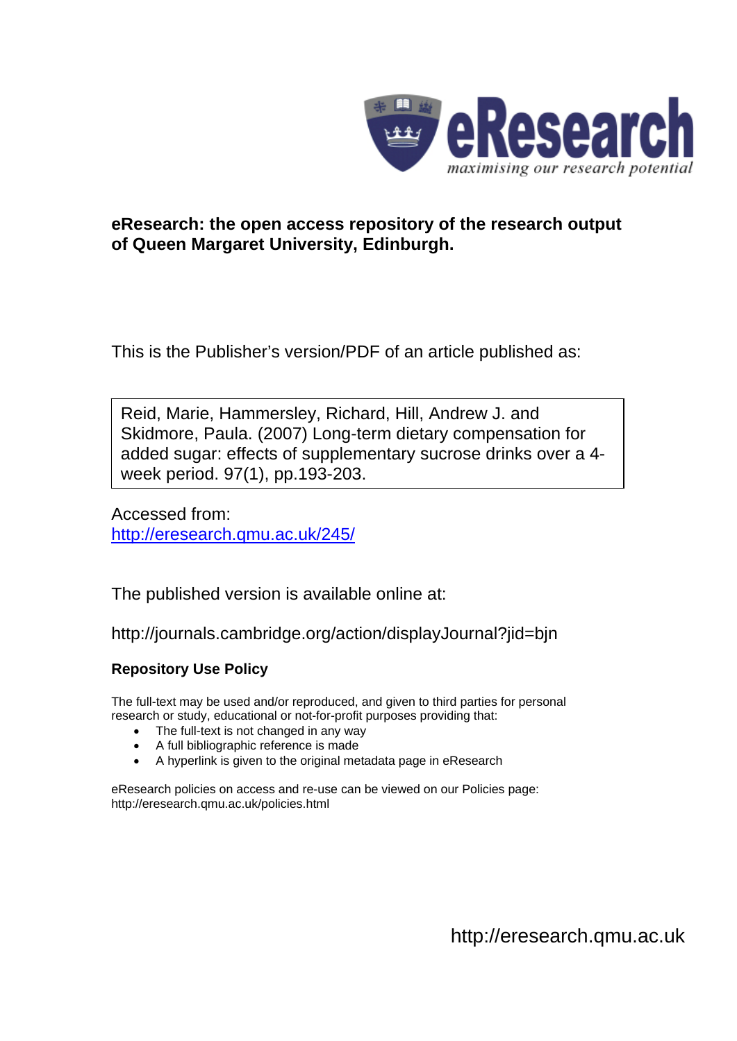eResearch

*maximising our research potential*

**eResearch: the open access repository of the research output of Queen Margaret University, Edinburgh.**

This is the Publisher's version/PDF of an article published as:

Reid, Marie, Hammersley, Richard, Hill, Andrew J. and Skidmore, Paula. (2007) Long-term dietary compensation for added sugar: effects of supplementary sucrose drinks over a 4-week period. 97(1), pp.193-203.

Accessed from:
http://eresearch.qmu.ac.uk/245/

The published version is available online at:

http://journals.cambridge.org/action/displayJournal?jid=bjn

**Repository Use Policy**

The full-text may be used and/or reproduced, and given to third parties for personal research or study, educational or not-for-profit purposes providing that:

- The full-text is not changed in any way
- A full bibliographic reference is made
- A hyperlink is given to the original metadata page in eResearch

eResearch policies on access and re-use can be viewed on our Policies page: http://eresearch.qmu.ac.uk/policies.html

http://eresearch.qmu.ac.uk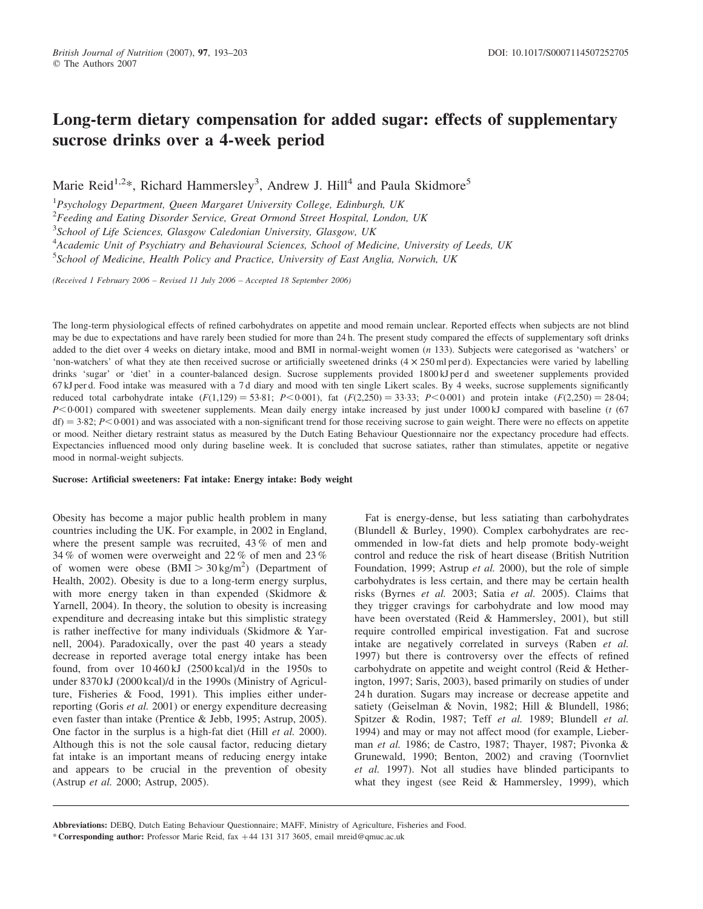# Long-term dietary compensation for added sugar: effects of supplementary sucrose drinks over a 4-week period

Marie Reid[1,2]*, Richard Hammersley[3], Andrew J. Hill[4] and Paula Skidmore[5]

[1]*Psychology Department, Queen Margaret University College, Edinburgh, UK*

[2]*Feeding and Eating Disorder Service, Great Ormond Street Hospital, London, UK*

[3]*School of Life Sciences, Glasgow Caledonian University, Glasgow, UK*

[4]*Academic Unit of Psychiatry and Behavioural Sciences, School of Medicine, University of Leeds, UK*

[5]*School of Medicine, Health Policy and Practice, University of East Anglia, Norwich, UK*

*(Received 1 February 2006 – Revised 11 July 2006 – Accepted 18 September 2006)*

The long-term physiological effects of refined carbohydrates on appetite and mood remain unclear. Reported effects when subjects are not blind may be due to expectations and have rarely been studied for more than 24 h. The present study compared the effects of supplementary soft drinks added to the diet over 4 weeks on dietary intake, mood and BMI in normal-weight women (*n* 133). Subjects were categorised as 'watchers' or 'non-watchers' of what they ate then received sucrose or artificially sweetened drinks (4 × 250 ml per d). Expectancies were varied by labelling drinks 'sugar' or 'diet' in a counter-balanced design. Sucrose supplements provided 1800 kJ per d and sweetener supplements provided 67 kJ per d. Food intake was measured with a 7 d diary and mood with ten single Likert scales. By 4 weeks, sucrose supplements significantly reduced total carbohydrate intake ($F(1,129) = 53{\cdot}81$; $P<0{\cdot}001$), fat ($F(2,250) = 33{\cdot}33$; $P<0{\cdot}001$) and protein intake ($F(2,250) = 28{\cdot}04$; $P<0{\cdot}001$) compared with sweetener supplements. Mean daily energy intake increased by just under 1000 kJ compared with baseline ($t$ (67 df) $= 3{\cdot}82$; $P<0{\cdot}001$) and was associated with a non-significant trend for those receiving sucrose to gain weight. There were no effects on appetite or mood. Neither dietary restraint status as measured by the Dutch Eating Behaviour Questionnaire nor the expectancy procedure had effects. Expectancies influenced mood only during baseline week. It is concluded that sucrose satiates, rather than stimulates, appetite or negative mood in normal-weight subjects.

**Sucrose: Artificial sweeteners: Fat intake: Energy intake: Body weight**

Obesity has become a major public health problem in many countries including the UK. For example, in 2002 in England, where the present sample was recruited, 43 % of men and 34 % of women were overweight and 22 % of men and 23 % of women were obese ($\text{BMI} > 30\,\text{kg/m}^2$) (Department of Health, 2002). Obesity is due to a long-term energy surplus, with more energy taken in than expended (Skidmore & Yarnell, 2004). In theory, the solution to obesity is increasing expenditure and decreasing intake but this simplistic strategy is rather ineffective for many individuals (Skidmore & Yarnell, 2004). Paradoxically, over the past 40 years a steady decrease in reported average total energy intake has been found, from over 10 460 kJ (2500 kcal)/d in the 1950s to under 8370 kJ (2000 kcal)/d in the 1990s (Ministry of Agriculture, Fisheries & Food, 1991). This implies either under-reporting (Goris *et al.* 2001) or energy expenditure decreasing even faster than intake (Prentice & Jebb, 1995; Astrup, 2005). One factor in the surplus is a high-fat diet (Hill *et al.* 2000). Although this is not the sole causal factor, reducing dietary fat intake is an important means of reducing energy intake and appears to be crucial in the prevention of obesity (Astrup *et al.* 2000; Astrup, 2005).

Fat is energy-dense, but less satiating than carbohydrates (Blundell & Burley, 1990). Complex carbohydrates are recommended in low-fat diets and help promote body-weight control and reduce the risk of heart disease (British Nutrition Foundation, 1999; Astrup *et al.* 2000), but the role of simple carbohydrates is less certain, and there may be certain health risks (Byrnes *et al.* 2003; Satia *et al.* 2005). Claims that they trigger cravings for carbohydrate and low mood may have been overstated (Reid & Hammersley, 2001), but still require controlled empirical investigation. Fat and sucrose intake are negatively correlated in surveys (Raben *et al.* 1997) but there is controversy over the effects of refined carbohydrate on appetite and weight control (Reid & Hetherington, 1997; Saris, 2003), based primarily on studies of under 24 h duration. Sugars may increase or decrease appetite and satiety (Geiselman & Novin, 1982; Hill & Blundell, 1986; Spitzer & Rodin, 1987; Teff *et al.* 1989; Blundell *et al.* 1994) and may or may not affect mood (for example, Lieberman *et al.* 1986; de Castro, 1987; Thayer, 1987; Pivonka & Grunewald, 1990; Benton, 2002) and craving (Toornvliet *et al.* 1997). Not all studies have blinded participants to what they ingest (see Reid & Hammersley, 1999), which

**Abbreviations:** DEBQ, Dutch Eating Behaviour Questionnaire; MAFF, Ministry of Agriculture, Fisheries and Food.

\* **Corresponding author:** Professor Marie Reid, fax +44 131 317 3605, email mreid@qmuc.ac.uk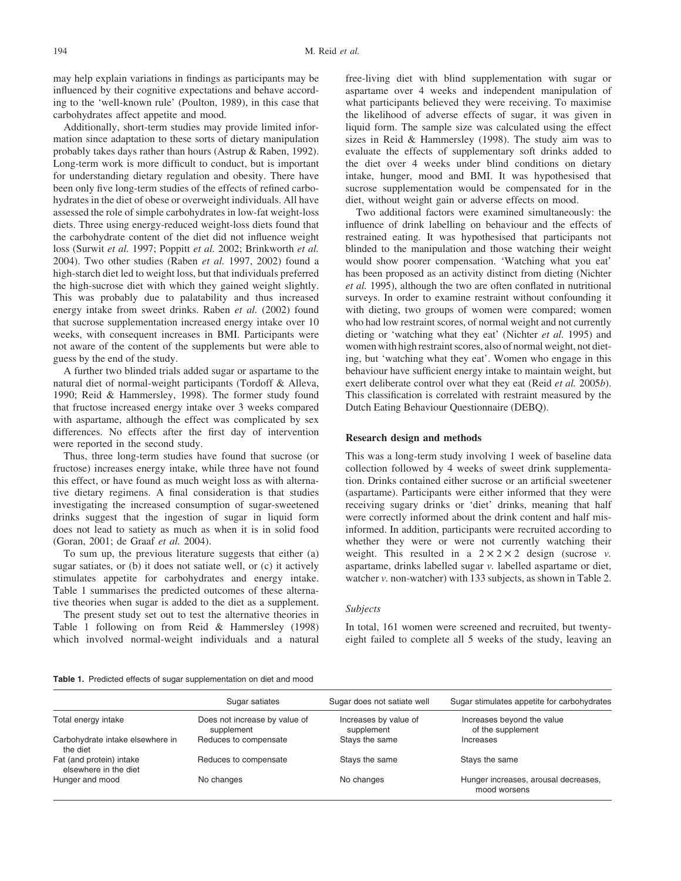may help explain variations in findings as participants may be influenced by their cognitive expectations and behave according to the 'well-known rule' (Poulton, 1989), in this case that carbohydrates affect appetite and mood.

Additionally, short-term studies may provide limited information since adaptation to these sorts of dietary manipulation probably takes days rather than hours (Astrup & Raben, 1992). Long-term work is more difficult to conduct, but is important for understanding dietary regulation and obesity. There have been only five long-term studies of the effects of refined carbohydrates in the diet of obese or overweight individuals. All have assessed the role of simple carbohydrates in low-fat weight-loss diets. Three using energy-reduced weight-loss diets found that the carbohydrate content of the diet did not influence weight loss (Surwit *et al.* 1997; Poppitt *et al.* 2002; Brinkworth *et al.* 2004). Two other studies (Raben *et al.* 1997, 2002) found a high-starch diet led to weight loss, but that individuals preferred the high-sucrose diet with which they gained weight slightly. This was probably due to palatability and thus increased energy intake from sweet drinks. Raben *et al.* (2002) found that sucrose supplementation increased energy intake over 10 weeks, with consequent increases in BMI. Participants were not aware of the content of the supplements but were able to guess by the end of the study.

A further two blinded trials added sugar or aspartame to the natural diet of normal-weight participants (Tordoff & Alleva, 1990; Reid & Hammersley, 1998). The former study found that fructose increased energy intake over 3 weeks compared with aspartame, although the effect was complicated by sex differences. No effects after the first day of intervention were reported in the second study.

Thus, three long-term studies have found that sucrose (or fructose) increases energy intake, while three have not found this effect, or have found as much weight loss as with alternative dietary regimens. A final consideration is that studies investigating the increased consumption of sugar-sweetened drinks suggest that the ingestion of sugar in liquid form does not lead to satiety as much as when it is in solid food (Goran, 2001; de Graaf *et al.* 2004).

To sum up, the previous literature suggests that either (a) sugar satiates, or (b) it does not satiate well, or (c) it actively stimulates appetite for carbohydrates and energy intake. Table 1 summarises the predicted outcomes of these alternative theories when sugar is added to the diet as a supplement.

The present study set out to test the alternative theories in Table 1 following on from Reid & Hammersley (1998) which involved normal-weight individuals and a natural free-living diet with blind supplementation with sugar or aspartame over 4 weeks and independent manipulation of what participants believed they were receiving. To maximise the likelihood of adverse effects of sugar, it was given in liquid form. The sample size was calculated using the effect sizes in Reid & Hammersley (1998). The study aim was to evaluate the effects of supplementary soft drinks added to the diet over 4 weeks under blind conditions on dietary intake, hunger, mood and BMI. It was hypothesised that sucrose supplementation would be compensated for in the diet, without weight gain or adverse effects on mood.

Two additional factors were examined simultaneously: the influence of drink labelling on behaviour and the effects of restrained eating. It was hypothesised that participants not blinded to the manipulation and those watching their weight would show poorer compensation. 'Watching what you eat' has been proposed as an activity distinct from dieting (Nichter *et al.* 1995), although the two are often conflated in nutritional surveys. In order to examine restraint without confounding it with dieting, two groups of women were compared; women who had low restraint scores, of normal weight and not currently dieting or 'watching what they eat' (Nichter *et al.* 1995) and women with high restraint scores, also of normal weight, not dieting, but 'watching what they eat'. Women who engage in this behaviour have sufficient energy intake to maintain weight, but exert deliberate control over what they eat (Reid *et al.* 2005*b*). This classification is correlated with restraint measured by the Dutch Eating Behaviour Questionnaire (DEBQ).

## Research design and methods

This was a long-term study involving 1 week of baseline data collection followed by 4 weeks of sweet drink supplementation. Drinks contained either sucrose or an artificial sweetener (aspartame). Participants were either informed that they were receiving sugary drinks or 'diet' drinks, meaning that half were correctly informed about the drink content and half misinformed. In addition, participants were recruited according to whether they were or were not currently watching their weight. This resulted in a $2 \times 2 \times 2$ design (sucrose *v.* aspartame, drinks labelled sugar *v.* labelled aspartame or diet, watcher *v.* non-watcher) with 133 subjects, as shown in Table 2.

### *Subjects*

In total, 161 women were screened and recruited, but twenty-eight failed to complete all 5 weeks of the study, leaving an

**Table 1.** Predicted effects of sugar supplementation on diet and mood

| | Sugar satiates | Sugar does not satiate well | Sugar stimulates appetite for carbohydrates |
|---|---|---|---|
| Total energy intake | Does not increase by value of supplement | Increases by value of supplement | Increases beyond the value of the supplement |
| Carbohydrate intake elsewhere in the diet | Reduces to compensate | Stays the same | Increases |
| Fat (and protein) intake elsewhere in the diet | Reduces to compensate | Stays the same | Stays the same |
| Hunger and mood | No changes | No changes | Hunger increases, arousal decreases, mood worsens |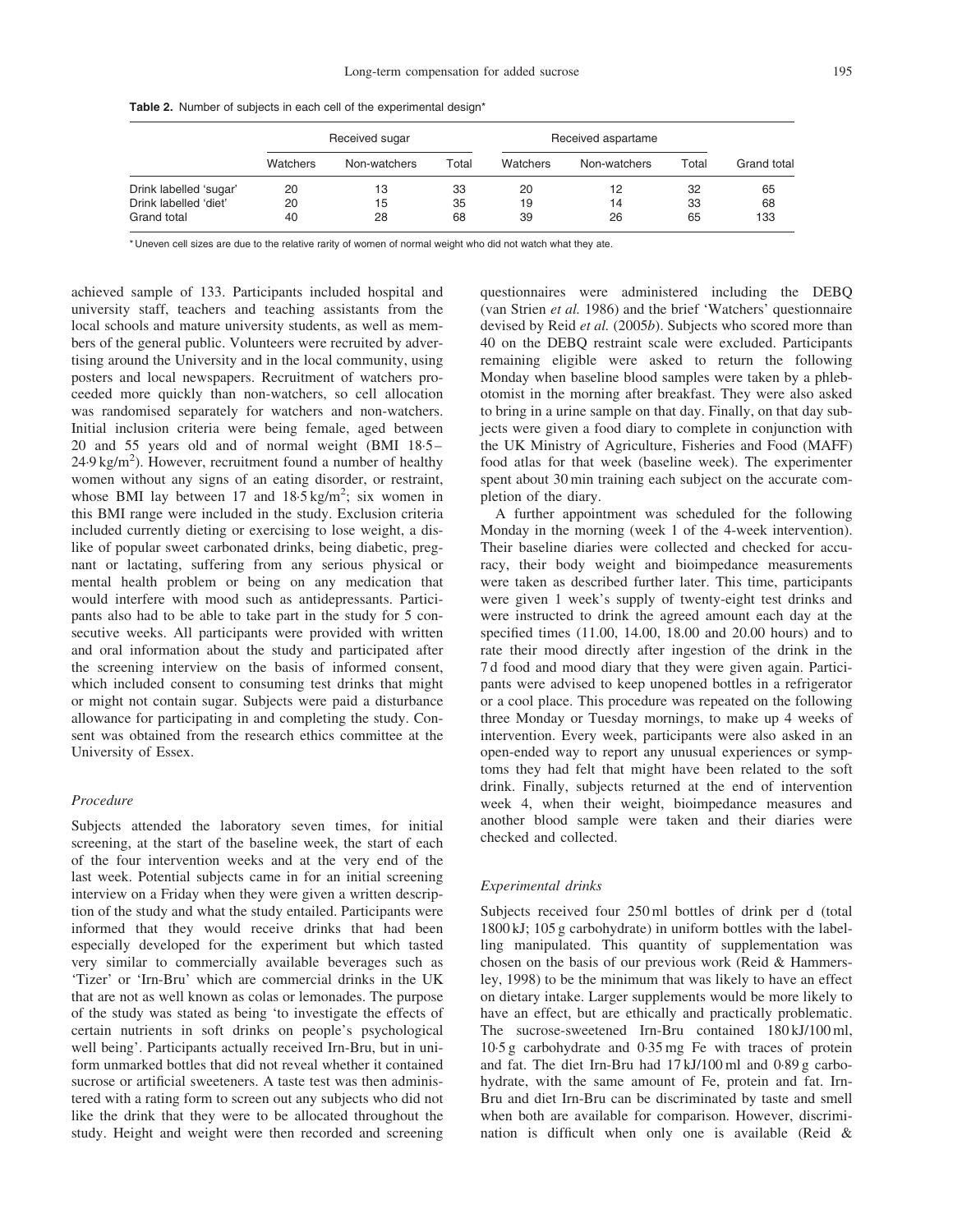**Table 2.** Number of subjects in each cell of the experimental design*

| | Received sugar | | | Received aspartame | | | |
|---|---|---|---|---|---|---|---|
| | Watchers | Non-watchers | Total | Watchers | Non-watchers | Total | Grand total |
| Drink labelled 'sugar' | 20 | 13 | 33 | 20 | 12 | 32 | 65 |
| Drink labelled 'diet' | 20 | 15 | 35 | 19 | 14 | 33 | 68 |
| Grand total | 40 | 28 | 68 | 39 | 26 | 65 | 133 |

* Uneven cell sizes are due to the relative rarity of women of normal weight who did not watch what they ate.

achieved sample of 133. Participants included hospital and university staff, teachers and teaching assistants from the local schools and mature university students, as well as members of the general public. Volunteers were recruited by advertising around the University and in the local community, using posters and local newspapers. Recruitment of watchers proceeded more quickly than non-watchers, so cell allocation was randomised separately for watchers and non-watchers. Initial inclusion criteria were being female, aged between 20 and 55 years old and of normal weight (BMI 18·5–24·9 kg/m$^2$). However, recruitment found a number of healthy women without any signs of an eating disorder, or restraint, whose BMI lay between 17 and 18·5 kg/m$^2$; six women in this BMI range were included in the study. Exclusion criteria included currently dieting or exercising to lose weight, a dislike of popular sweet carbonated drinks, being diabetic, pregnant or lactating, suffering from any serious physical or mental health problem or being on any medication that would interfere with mood such as antidepressants. Participants also had to be able to take part in the study for 5 consecutive weeks. All participants were provided with written and oral information about the study and participated after the screening interview on the basis of informed consent, which included consent to consuming test drinks that might or might not contain sugar. Subjects were paid a disturbance allowance for participating in and completing the study. Consent was obtained from the research ethics committee at the University of Essex.

### *Procedure*

Subjects attended the laboratory seven times, for initial screening, at the start of the baseline week, the start of each of the four intervention weeks and at the very end of the last week. Potential subjects came in for an initial screening interview on a Friday when they were given a written description of the study and what the study entailed. Participants were informed that they would receive drinks that had been especially developed for the experiment but which tasted very similar to commercially available beverages such as 'Tizer' or 'Irn-Bru' which are commercial drinks in the UK that are not as well known as colas or lemonades. The purpose of the study was stated as being 'to investigate the effects of certain nutrients in soft drinks on people's psychological well being'. Participants actually received Irn-Bru, but in uniform unmarked bottles that did not reveal whether it contained sucrose or artificial sweeteners. A taste test was then administered with a rating form to screen out any subjects who did not like the drink that they were to be allocated throughout the study. Height and weight were then recorded and screening questionnaires were administered including the DEBQ (van Strien *et al.* 1986) and the brief 'Watchers' questionnaire devised by Reid *et al.* (2005*b*). Subjects who scored more than 40 on the DEBQ restraint scale were excluded. Participants remaining eligible were asked to return the following Monday when baseline blood samples were taken by a phlebotomist in the morning after breakfast. They were also asked to bring in a urine sample on that day. Finally, on that day subjects were given a food diary to complete in conjunction with the UK Ministry of Agriculture, Fisheries and Food (MAFF) food atlas for that week (baseline week). The experimenter spent about 30 min training each subject on the accurate completion of the diary.

A further appointment was scheduled for the following Monday in the morning (week 1 of the 4-week intervention). Their baseline diaries were collected and checked for accuracy, their body weight and bioimpedance measurements were taken as described further later. This time, participants were given 1 week's supply of twenty-eight test drinks and were instructed to drink the agreed amount each day at the specified times (11.00, 14.00, 18.00 and 20.00 hours) and to rate their mood directly after ingestion of the drink in the 7 d food and mood diary that they were given again. Participants were advised to keep unopened bottles in a refrigerator or a cool place. This procedure was repeated on the following three Monday or Tuesday mornings, to make up 4 weeks of intervention. Every week, participants were also asked in an open-ended way to report any unusual experiences or symptoms they had felt that might have been related to the soft drink. Finally, subjects returned at the end of intervention week 4, when their weight, bioimpedance measures and another blood sample were taken and their diaries were checked and collected.

### *Experimental drinks*

Subjects received four 250 ml bottles of drink per d (total 1800 kJ; 105 g carbohydrate) in uniform bottles with the labelling manipulated. This quantity of supplementation was chosen on the basis of our previous work (Reid & Hammersley, 1998) to be the minimum that was likely to have an effect on dietary intake. Larger supplements would be more likely to have an effect, but are ethically and practically problematic. The sucrose-sweetened Irn-Bru contained 180 kJ/100 ml, 10·5 g carbohydrate and 0·35 mg Fe with traces of protein and fat. The diet Irn-Bru had 17 kJ/100 ml and 0·89 g carbohydrate, with the same amount of Fe, protein and fat. Irn-Bru and diet Irn-Bru can be discriminated by taste and smell when both are available for comparison. However, discrimination is difficult when only one is available (Reid &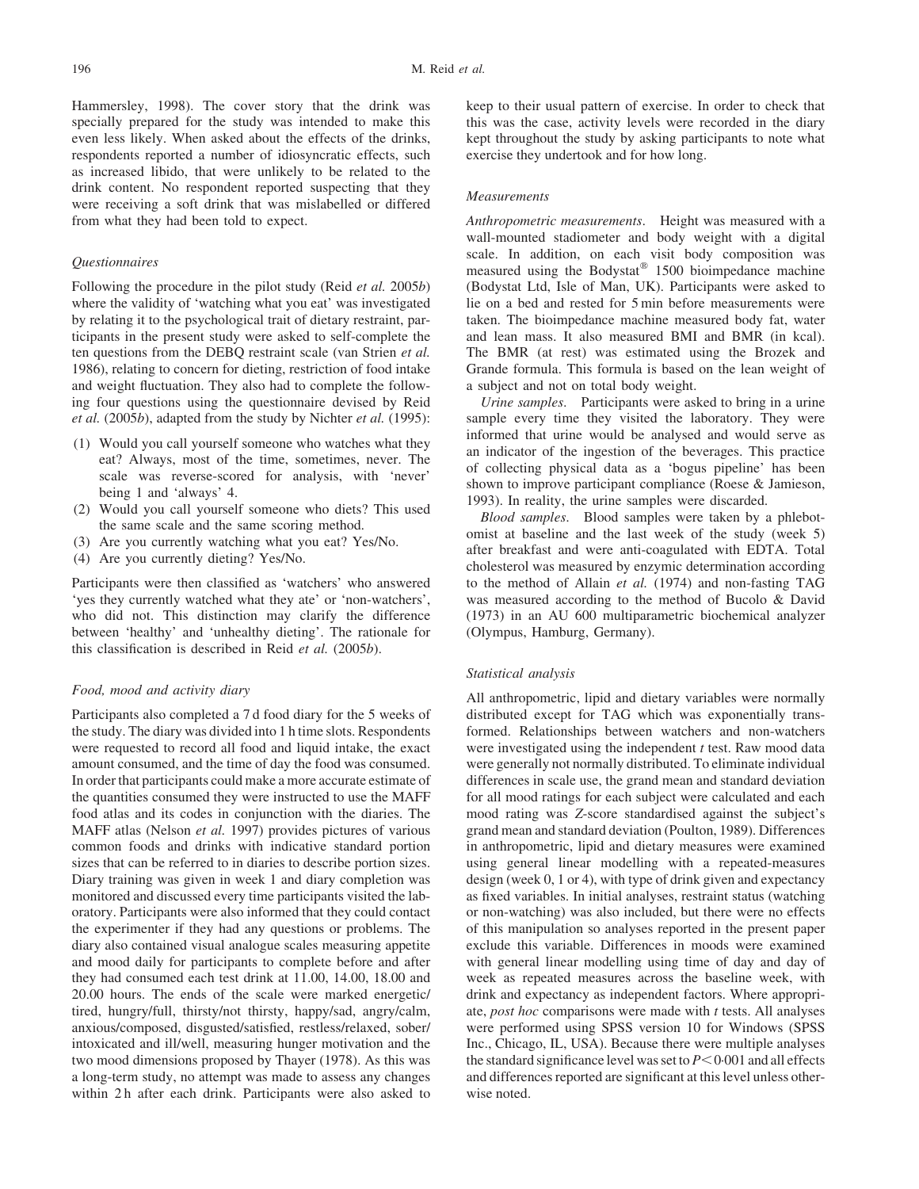Hammersley, 1998). The cover story that the drink was specially prepared for the study was intended to make this even less likely. When asked about the effects of the drinks, respondents reported a number of idiosyncratic effects, such as increased libido, that were unlikely to be related to the drink content. No respondent reported suspecting that they were receiving a soft drink that was mislabelled or differed from what they had been told to expect.

### *Questionnaires*

Following the procedure in the pilot study (Reid *et al.* 2005*b*) where the validity of 'watching what you eat' was investigated by relating it to the psychological trait of dietary restraint, participants in the present study were asked to self-complete the ten questions from the DEBQ restraint scale (van Strien *et al.* 1986), relating to concern for dieting, restriction of food intake and weight fluctuation. They also had to complete the following four questions using the questionnaire devised by Reid *et al.* (2005*b*), adapted from the study by Nichter *et al.* (1995):

(1) Would you call yourself someone who watches what they eat? Always, most of the time, sometimes, never. The scale was reverse-scored for analysis, with 'never' being 1 and 'always' 4.
(2) Would you call yourself someone who diets? This used the same scale and the same scoring method.
(3) Are you currently watching what you eat? Yes/No.
(4) Are you currently dieting? Yes/No.

Participants were then classified as 'watchers' who answered 'yes they currently watched what they ate' or 'non-watchers', who did not. This distinction may clarify the difference between 'healthy' and 'unhealthy dieting'. The rationale for this classification is described in Reid *et al.* (2005*b*).

### *Food, mood and activity diary*

Participants also completed a 7 d food diary for the 5 weeks of the study. The diary was divided into 1 h time slots. Respondents were requested to record all food and liquid intake, the exact amount consumed, and the time of day the food was consumed. In order that participants could make a more accurate estimate of the quantities consumed they were instructed to use the MAFF food atlas and its codes in conjunction with the diaries. The MAFF atlas (Nelson *et al.* 1997) provides pictures of various common foods and drinks with indicative standard portion sizes that can be referred to in diaries to describe portion sizes. Diary training was given in week 1 and diary completion was monitored and discussed every time participants visited the laboratory. Participants were also informed that they could contact the experimenter if they had any questions or problems. The diary also contained visual analogue scales measuring appetite and mood daily for participants to complete before and after they had consumed each test drink at 11.00, 14.00, 18.00 and 20.00 hours. The ends of the scale were marked energetic/tired, hungry/full, thirsty/not thirsty, happy/sad, angry/calm, anxious/composed, disgusted/satisfied, restless/relaxed, sober/intoxicated and ill/well, measuring hunger motivation and the two mood dimensions proposed by Thayer (1978). As this was a long-term study, no attempt was made to assess any changes within 2 h after each drink. Participants were also asked to keep to their usual pattern of exercise. In order to check that this was the case, activity levels were recorded in the diary kept throughout the study by asking participants to note what exercise they undertook and for how long.

### *Measurements*

*Anthropometric measurements*. Height was measured with a wall-mounted stadiometer and body weight with a digital scale. In addition, on each visit body composition was measured using the Bodystat® 1500 bioimpedance machine (Bodystat Ltd, Isle of Man, UK). Participants were asked to lie on a bed and rested for 5 min before measurements were taken. The bioimpedance machine measured body fat, water and lean mass. It also measured BMI and BMR (in kcal). The BMR (at rest) was estimated using the Brozek and Grande formula. This formula is based on the lean weight of a subject and not on total body weight.

*Urine samples*. Participants were asked to bring in a urine sample every time they visited the laboratory. They were informed that urine would be analysed and would serve as an indicator of the ingestion of the beverages. This practice of collecting physical data as a 'bogus pipeline' has been shown to improve participant compliance (Roese & Jamieson, 1993). In reality, the urine samples were discarded.

*Blood samples*. Blood samples were taken by a phlebotomist at baseline and the last week of the study (week 5) after breakfast and were anti-coagulated with EDTA. Total cholesterol was measured by enzymic determination according to the method of Allain *et al.* (1974) and non-fasting TAG was measured according to the method of Bucolo & David (1973) in an AU 600 multiparametric biochemical analyzer (Olympus, Hamburg, Germany).

### *Statistical analysis*

All anthropometric, lipid and dietary variables were normally distributed except for TAG which was exponentially transformed. Relationships between watchers and non-watchers were investigated using the independent *t* test. Raw mood data were generally not normally distributed. To eliminate individual differences in scale use, the grand mean and standard deviation for all mood ratings for each subject were calculated and each mood rating was *Z*-score standardised against the subject's grand mean and standard deviation (Poulton, 1989). Differences in anthropometric, lipid and dietary measures were examined using general linear modelling with a repeated-measures design (week 0, 1 or 4), with type of drink given and expectancy as fixed variables. In initial analyses, restraint status (watching or non-watching) was also included, but there were no effects of this manipulation so analyses reported in the present paper exclude this variable. Differences in moods were examined with general linear modelling using time of day and day of week as repeated measures across the baseline week, with drink and expectancy as independent factors. Where appropriate, *post hoc* comparisons were made with *t* tests. All analyses were performed using SPSS version 10 for Windows (SPSS Inc., Chicago, IL, USA). Because there were multiple analyses the standard significance level was set to $P < 0{\cdot}001$ and all effects and differences reported are significant at this level unless otherwise noted.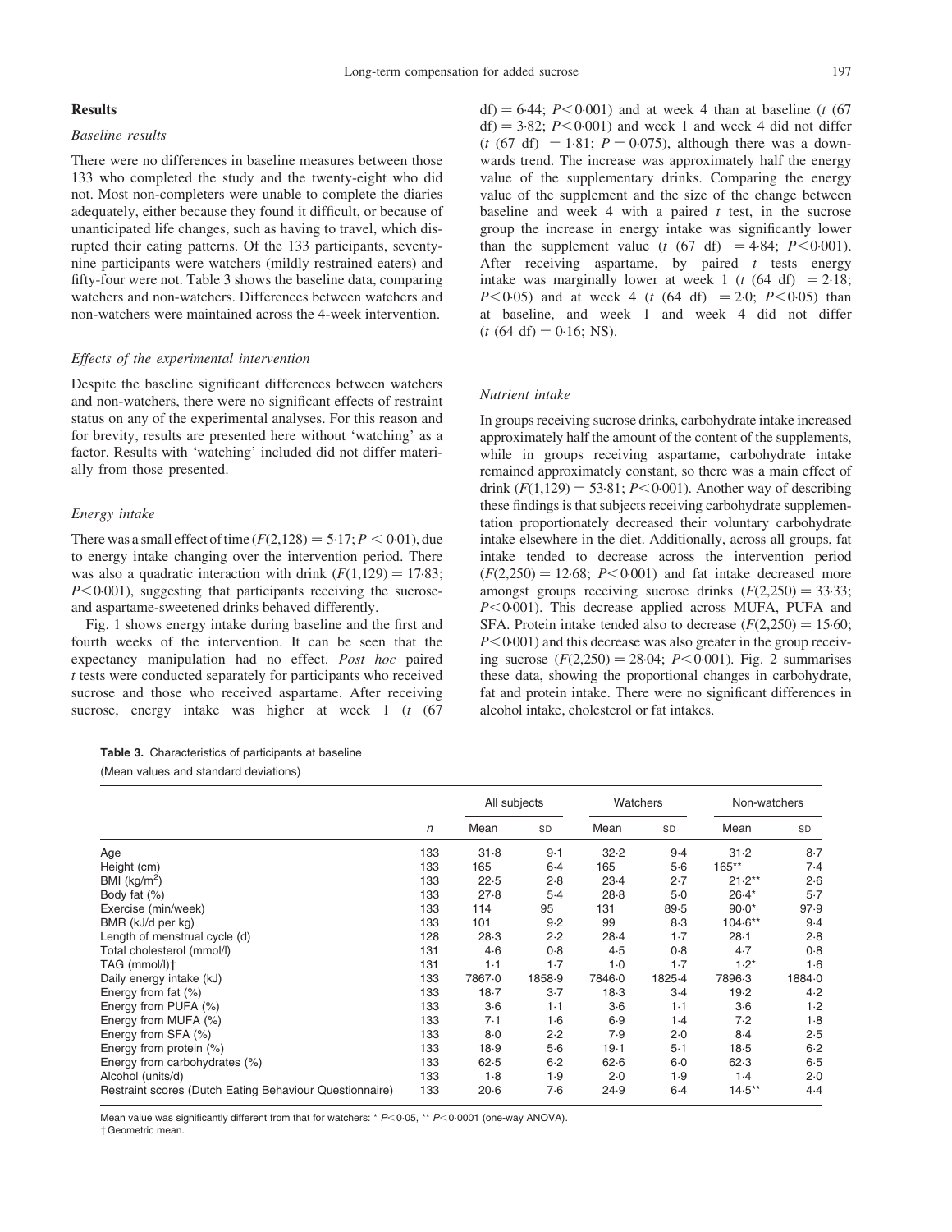## Results

### Baseline results

There were no differences in baseline measures between those 133 who completed the study and the twenty-eight who did not. Most non-completers were unable to complete the diaries adequately, either because they found it difficult, or because of unanticipated life changes, such as having to travel, which disrupted their eating patterns. Of the 133 participants, seventy-nine participants were watchers (mildly restrained eaters) and fifty-four were not. Table 3 shows the baseline data, comparing watchers and non-watchers. Differences between watchers and non-watchers were maintained across the 4-week intervention.

### Effects of the experimental intervention

Despite the baseline significant differences between watchers and non-watchers, there were no significant effects of restraint status on any of the experimental analyses. For this reason and for brevity, results are presented here without 'watching' as a factor. Results with 'watching' included did not differ materially from those presented.

### Energy intake

There was a small effect of time ($F(2,128) = 5{\cdot}17$; $P < 0{\cdot}01$), due to energy intake changing over the intervention period. There was also a quadratic interaction with drink ($F(1,129) = 17{\cdot}83$; $P < 0{\cdot}001$), suggesting that participants receiving the sucrose- and aspartame-sweetened drinks behaved differently.

Fig. 1 shows energy intake during baseline and the first and fourth weeks of the intervention. It can be seen that the expectancy manipulation had no effect. *Post hoc* paired *t* tests were conducted separately for participants who received sucrose and those who received aspartame. After receiving sucrose, energy intake was higher at week 1 ($t$ (67 df) $= 6{\cdot}44$; $P < 0{\cdot}001$) and at week 4 than at baseline ($t$ (67 df) $= 3{\cdot}82$; $P < 0{\cdot}001$) and week 1 and week 4 did not differ ($t$ (67 df) $= 1{\cdot}81$; $P = 0{\cdot}075$), although there was a downwards trend. The increase was approximately half the energy value of the supplementary drinks. Comparing the energy value of the supplement and the size of the change between baseline and week 4 with a paired *t* test, in the sucrose group the increase in energy intake was significantly lower than the supplement value ($t$ (67 df) $= 4{\cdot}84$; $P < 0{\cdot}001$). After receiving aspartame, by paired *t* tests energy intake was marginally lower at week 1 ($t$ (64 df) $= 2{\cdot}18$; $P < 0{\cdot}05$) and at week 4 ($t$ (64 df) $= 2{\cdot}0$; $P < 0{\cdot}05$) than at baseline, and week 1 and week 4 did not differ ($t$ (64 df) $= 0{\cdot}16$; NS).

### Nutrient intake

In groups receiving sucrose drinks, carbohydrate intake increased approximately half the amount of the content of the supplements, while in groups receiving aspartame, carbohydrate intake remained approximately constant, so there was a main effect of drink ($F(1,129) = 53{\cdot}81$; $P < 0{\cdot}001$). Another way of describing these findings is that subjects receiving carbohydrate supplementation proportionately decreased their voluntary carbohydrate intake elsewhere in the diet. Additionally, across all groups, fat intake tended to decrease across the intervention period ($F(2,250) = 12{\cdot}68$; $P < 0{\cdot}001$) and fat intake decreased more amongst groups receiving sucrose drinks ($F(2,250) = 33{\cdot}33$; $P < 0{\cdot}001$). This decrease applied across MUFA, PUFA and SFA. Protein intake tended also to decrease ($F(2,250) = 15{\cdot}60$; $P < 0{\cdot}001$) and this decrease was also greater in the group receiving sucrose ($F(2,250) = 28{\cdot}04$; $P < 0{\cdot}001$). Fig. 2 summarises these data, showing the proportional changes in carbohydrate, fat and protein intake. There were no significant differences in alcohol intake, cholesterol or fat intakes.

**Table 3.** Characteristics of participants at baseline
(Mean values and standard deviations)

| | | All subjects | | Watchers | | Non-watchers | |
|---|---|---|---|---|---|---|---|
| | *n* | Mean | SD | Mean | SD | Mean | SD |
| Age | 133 | 31·8 | 9·1 | 32·2 | 9·4 | 31·2 | 8·7 |
| Height (cm) | 133 | 165 | 6·4 | 165 | 5·6 | 165** | 7·4 |
| BMI (kg/m$^2$) | 133 | 22·5 | 2·8 | 23·4 | 2·7 | 21·2** | 2·6 |
| Body fat (%) | 133 | 27·8 | 5·4 | 28·8 | 5·0 | 26·4* | 5·7 |
| Exercise (min/week) | 133 | 114 | 95 | 131 | 89·5 | 90·0* | 97·9 |
| BMR (kJ/d per kg) | 133 | 101 | 9·2 | 99 | 8·3 | 104·6** | 9·4 |
| Length of menstrual cycle (d) | 128 | 28·3 | 2·2 | 28·4 | 1·7 | 28·1 | 2·8 |
| Total cholesterol (mmol/l) | 131 | 4·6 | 0·8 | 4·5 | 0·8 | 4·7 | 0·8 |
| TAG (mmol/l)† | 131 | 1·1 | 1·7 | 1·0 | 1·7 | 1·2* | 1·6 |
| Daily energy intake (kJ) | 133 | 7867·0 | 1858·9 | 7846·0 | 1825·4 | 7896·3 | 1884·0 |
| Energy from fat (%) | 133 | 18·7 | 3·7 | 18·3 | 3·4 | 19·2 | 4·2 |
| Energy from PUFA (%) | 133 | 3·6 | 1·1 | 3·6 | 1·1 | 3·6 | 1·2 |
| Energy from MUFA (%) | 133 | 7·1 | 1·6 | 6·9 | 1·4 | 7·2 | 1·8 |
| Energy from SFA (%) | 133 | 8·0 | 2·2 | 7·9 | 2·0 | 8·4 | 2·5 |
| Energy from protein (%) | 133 | 18·9 | 5·6 | 19·1 | 5·1 | 18·5 | 6·2 |
| Energy from carbohydrates (%) | 133 | 62·5 | 6·2 | 62·6 | 6·0 | 62·3 | 6·5 |
| Alcohol (units/d) | 133 | 1·8 | 1·9 | 2·0 | 1·9 | 1·4 | 2·0 |
| Restraint scores (Dutch Eating Behaviour Questionnaire) | 133 | 20·6 | 7·6 | 24·9 | 6·4 | 14·5** | 4·4 |

Mean value was significantly different from that for watchers: * $P < 0{\cdot}05$, ** $P < 0{\cdot}0001$ (one-way ANOVA).
† Geometric mean.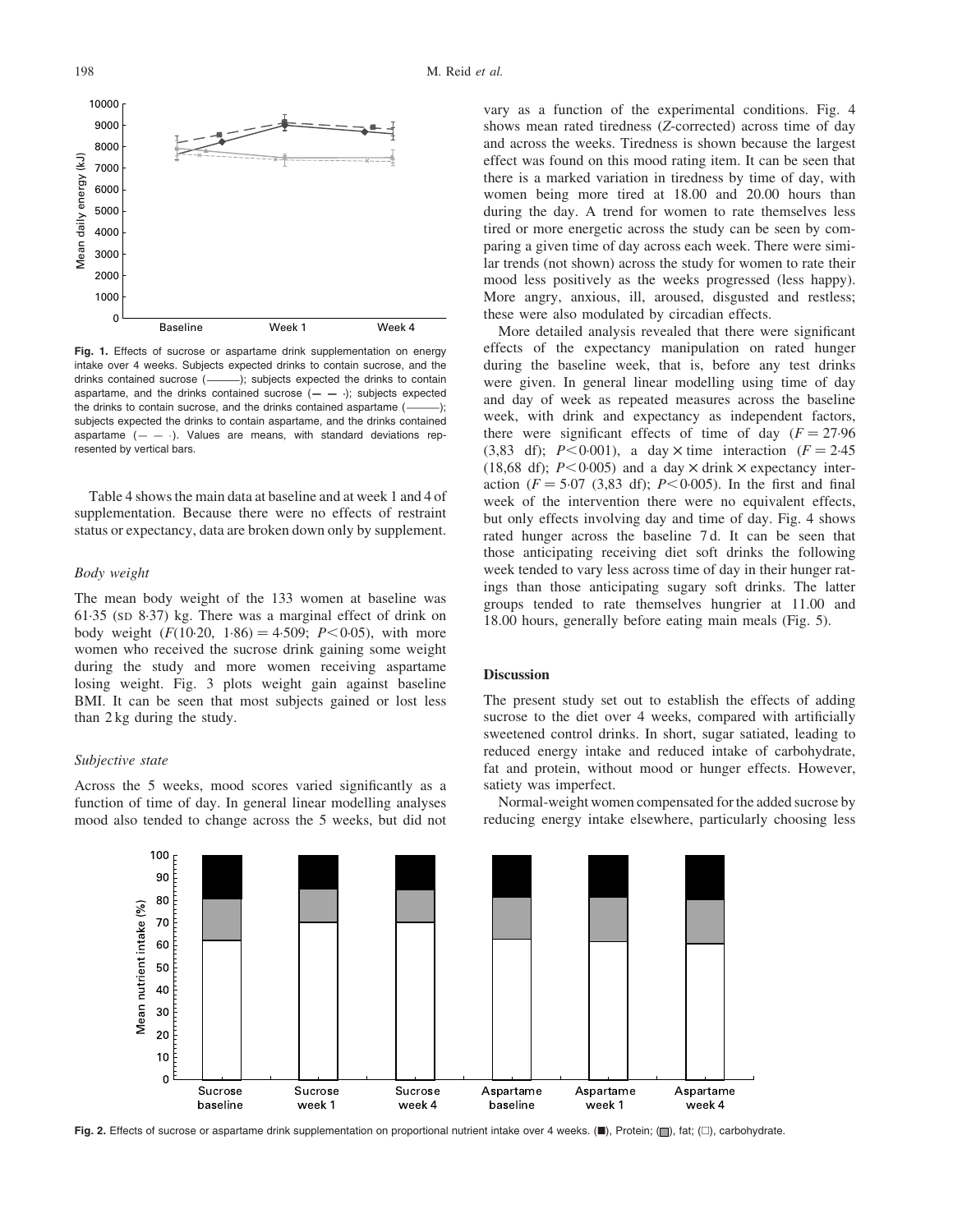Fig. 1. Effects of sucrose or aspartame drink supplementation on energy intake over 4 weeks. Subjects expected drinks to contain sucrose, and the drinks contained sucrose (———); subjects expected the drinks to contain aspartame, and the drinks contained sucrose (— — ·); subjects expected the drinks to contain sucrose, and the drinks contained aspartame (———); subjects expected the drinks to contain aspartame, and the drinks contained aspartame (— — ·). Values are means, with standard deviations represented by vertical bars.

Table 4 shows the main data at baseline and at week 1 and 4 of supplementation. Because there were no effects of restraint status or expectancy, data are broken down only by supplement.

### *Body weight*

The mean body weight of the 133 women at baseline was 61·35 (SD 8·37) kg. There was a marginal effect of drink on body weight ($F(10{\cdot}20,\ 1{\cdot}86) = 4{\cdot}509$; $P < 0{\cdot}05$), with more women who received the sucrose drink gaining some weight during the study and more women receiving aspartame losing weight. Fig. 3 plots weight gain against baseline BMI. It can be seen that most subjects gained or lost less than 2 kg during the study.

### *Subjective state*

Across the 5 weeks, mood scores varied significantly as a function of time of day. In general linear modelling analyses mood also tended to change across the 5 weeks, but did not vary as a function of the experimental conditions. Fig. 4 shows mean rated tiredness (*Z*-corrected) across time of day and across the weeks. Tiredness is shown because the largest effect was found on this mood rating item. It can be seen that there is a marked variation in tiredness by time of day, with women being more tired at 18.00 and 20.00 hours than during the day. A trend for women to rate themselves less tired or more energetic across the study can be seen by comparing a given time of day across each week. There were similar trends (not shown) across the study for women to rate their mood less positively as the weeks progressed (less happy). More angry, anxious, ill, aroused, disgusted and restless; these were also modulated by circadian effects.

More detailed analysis revealed that there were significant effects of the expectancy manipulation on rated hunger during the baseline week, that is, before any test drinks were given. In general linear modelling using time of day and day of week as repeated measures across the baseline week, with drink and expectancy as independent factors, there were significant effects of time of day ($F = 27{\cdot}96$ (3,83 df); $P < 0{\cdot}001$), a day × time interaction ($F = 2{\cdot}45$ (18,68 df); $P < 0{\cdot}005$) and a day × drink × expectancy interaction ($F = 5{\cdot}07$ (3,83 df); $P < 0{\cdot}005$). In the first and final week of the intervention there were no equivalent effects, but only effects involving day and time of day. Fig. 4 shows rated hunger across the baseline 7 d. It can be seen that those anticipating receiving diet soft drinks the following week tended to vary less across time of day in their hunger ratings than those anticipating sugary soft drinks. The latter groups tended to rate themselves hungrier at 11.00 and 18.00 hours, generally before eating main meals (Fig. 5).

## Discussion

The present study set out to establish the effects of adding sucrose to the diet over 4 weeks, compared with artificially sweetened control drinks. In short, sugar satiated, leading to reduced energy intake and reduced intake of carbohydrate, fat and protein, without mood or hunger effects. However, satiety was imperfect.

Normal-weight women compensated for the added sucrose by reducing energy intake elsewhere, particularly choosing less

Fig. 2. Effects of sucrose or aspartame drink supplementation on proportional nutrient intake over 4 weeks. (■), Protein; (▒), fat; (□), carbohydrate.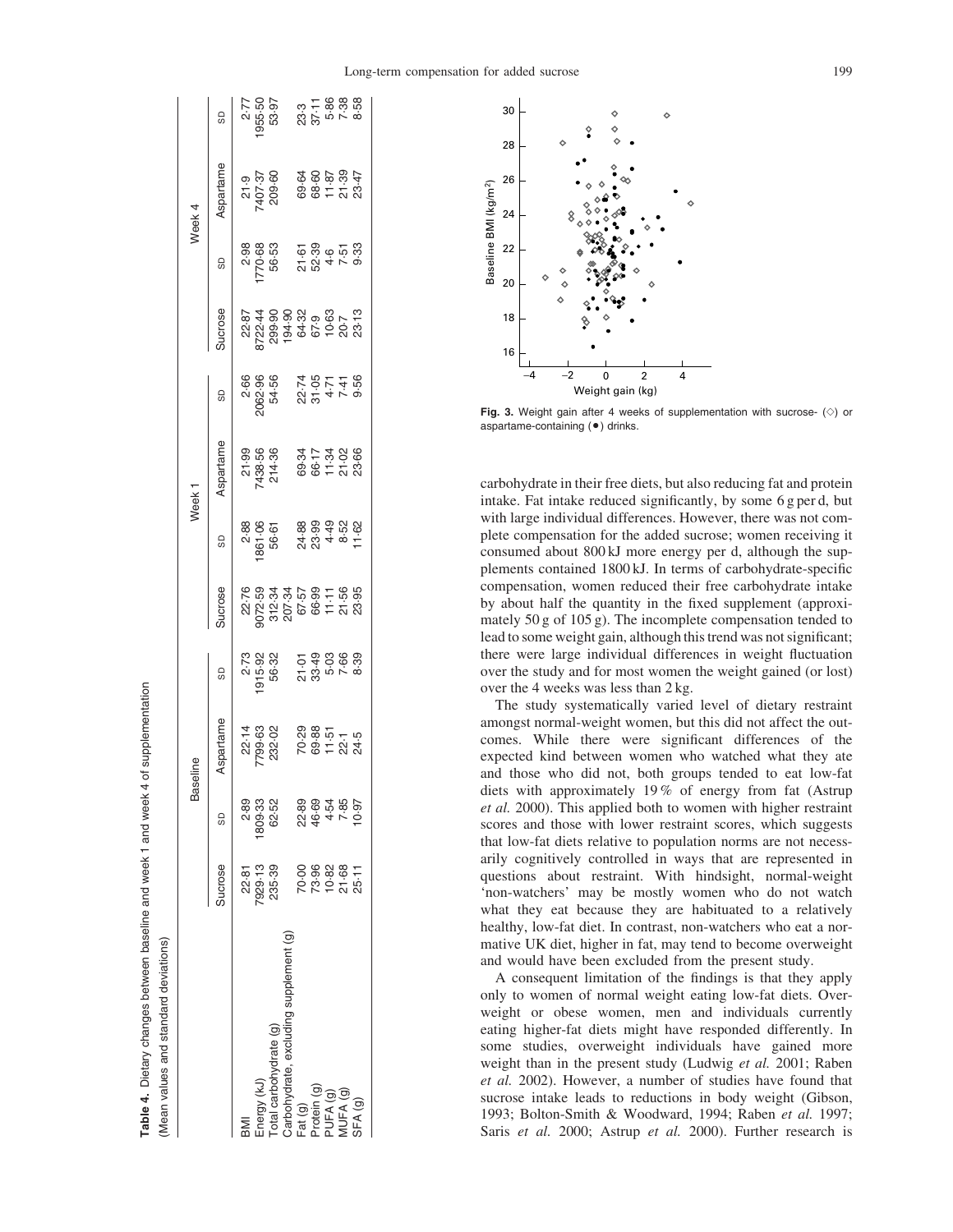**Table 4.** Dietary changes between baseline and week 1 and week 4 of supplementation

(Mean values and standard deviations)

| | Baseline | | | | Week 1 | | | | Week 4 | | | |
|---|---|---|---|---|---|---|---|---|---|---|---|---|
| | Sucrose | SD | Aspartame | SD | Sucrose | SD | Aspartame | SD | Sucrose | SD | Aspartame | SD |
| BMI | 22·81 | 2·89 | 22·14 | 2·73 | 22·76 | 2·88 | 21·99 | 2·66 | 22·87 | 2·98 | 21·9 | 2·77 |
| Energy (kJ) | 7929·13 | 1809·33 | 7799·63 | 1915·92 | 9072·59 | 1861·06 | 7438·56 | 2062·96 | 8722·44 | 1770·68 | 7407·37 | 1955·50 |
| Total carbohydrate (g) | 235·39 | 62·52 | 232·02 | 56·32 | 312·34 | 56·61 | 214·36 | 54·56 | 299·90 | 56·53 | 209·60 | 53·97 |
| Carbohydrate, excluding supplement (g) | | | | | 207·34 | | | | 194·90 | | | |
| Fat (g) | 70·00 | 22·89 | 70·29 | 21·01 | 67·57 | 24·88 | 69·34 | 22·74 | 64·32 | 21·61 | 69·64 | 23·3 |
| Protein (g) | 73·96 | 46·69 | 69·88 | 33·49 | 66·99 | 23·99 | 66·17 | 31·05 | 67·9 | 52·39 | 68·60 | 37·11 |
| PUFA (g) | 10·82 | 4·54 | 11·51 | 5·03 | 11·11 | 4·49 | 11·34 | 4·71 | 10·63 | 4·6 | 11·87 | 5·86 |
| MUFA (g) | 21·68 | 7·85 | 22·1 | 7·66 | 21·56 | 8·52 | 21·02 | 7·41 | 20·7 | 7·51 | 21·39 | 7·38 |
| SFA (g) | 25·11 | 10·97 | 24·5 | 8·39 | 23·95 | 11·62 | 23·66 | 9·56 | 23·13 | 9·33 | 23·47 | 8·58 |

**Fig. 3.** Weight gain after 4 weeks of supplementation with sucrose- (◇) or aspartame-containing (●) drinks.

carbohydrate in their free diets, but also reducing fat and protein intake. Fat intake reduced significantly, by some 6 g per d, but with large individual differences. However, there was not complete compensation for the added sucrose; women receiving it consumed about 800 kJ more energy per d, although the supplements contained 1800 kJ. In terms of carbohydrate-specific compensation, women reduced their free carbohydrate intake by about half the quantity in the fixed supplement (approximately 50 g of 105 g). The incomplete compensation tended to lead to some weight gain, although this trend was not significant; there were large individual differences in weight fluctuation over the study and for most women the weight gained (or lost) over the 4 weeks was less than 2 kg.

The study systematically varied level of dietary restraint amongst normal-weight women, but this did not affect the outcomes. While there were significant differences of the expected kind between women who watched what they ate and those who did not, both groups tended to eat low-fat diets with approximately 19 % of energy from fat (Astrup *et al.* 2000). This applied both to women with higher restraint scores and those with lower restraint scores, which suggests that low-fat diets relative to population norms are not necessarily cognitively controlled in ways that are represented in questions about restraint. With hindsight, normal-weight 'non-watchers' may be mostly women who do not watch what they eat because they are habituated to a relatively healthy, low-fat diet. In contrast, non-watchers who eat a normative UK diet, higher in fat, may tend to become overweight and would have been excluded from the present study.

A consequent limitation of the findings is that they apply only to women of normal weight eating low-fat diets. Overweight or obese women, men and individuals currently eating higher-fat diets might have responded differently. In some studies, overweight individuals have gained more weight than in the present study (Ludwig *et al.* 2001; Raben *et al.* 2002). However, a number of studies have found that sucrose intake leads to reductions in body weight (Gibson, 1993; Bolton-Smith & Woodward, 1994; Raben *et al.* 1997; Saris *et al.* 2000; Astrup *et al.* 2000). Further research is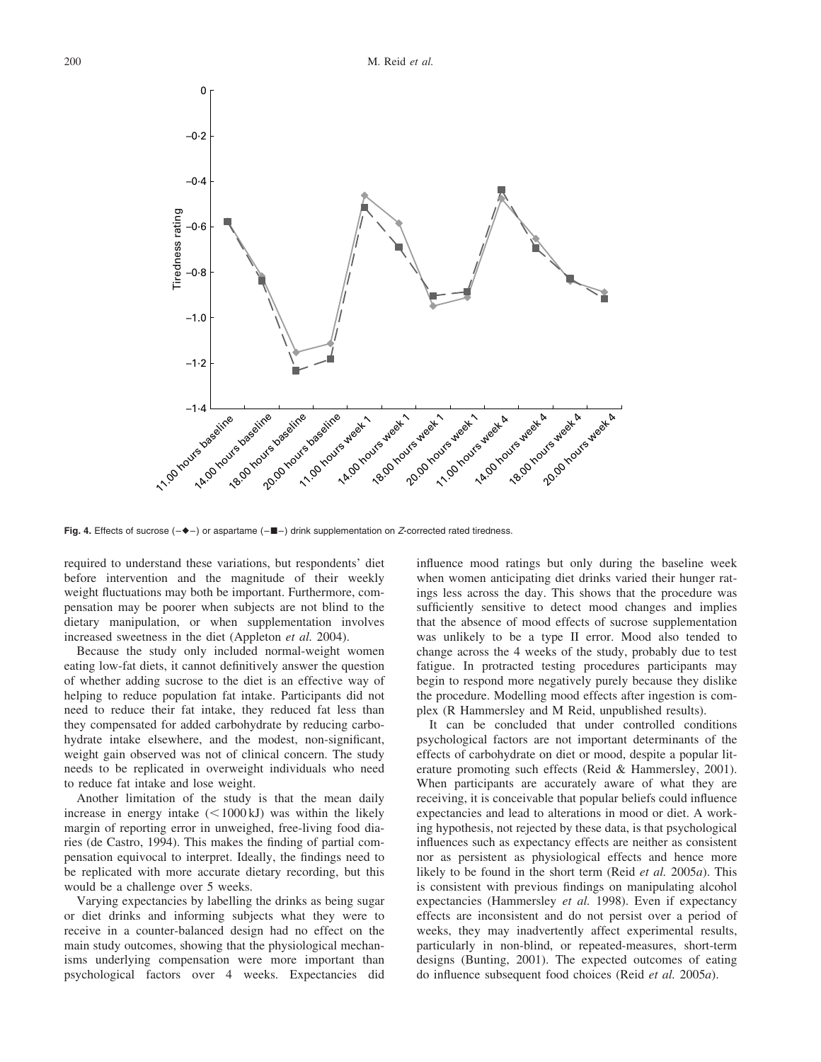Fig. 4. Effects of sucrose (–◆–) or aspartame (–■–) drink supplementation on *Z*-corrected rated tiredness.

required to understand these variations, but respondents' diet before intervention and the magnitude of their weekly weight fluctuations may both be important. Furthermore, compensation may be poorer when subjects are not blind to the dietary manipulation, or when supplementation involves increased sweetness in the diet (Appleton *et al.* 2004).

Because the study only included normal-weight women eating low-fat diets, it cannot definitively answer the question of whether adding sucrose to the diet is an effective way of helping to reduce population fat intake. Participants did not need to reduce their fat intake, they reduced fat less than they compensated for added carbohydrate by reducing carbohydrate intake elsewhere, and the modest, non-significant, weight gain observed was not of clinical concern. The study needs to be replicated in overweight individuals who need to reduce fat intake and lose weight.

Another limitation of the study is that the mean daily increase in energy intake ($<1000$ kJ) was within the likely margin of reporting error in unweighed, free-living food diaries (de Castro, 1994). This makes the finding of partial compensation equivocal to interpret. Ideally, the findings need to be replicated with more accurate dietary recording, but this would be a challenge over 5 weeks.

Varying expectancies by labelling the drinks as being sugar or diet drinks and informing subjects what they were to receive in a counter-balanced design had no effect on the main study outcomes, showing that the physiological mechanisms underlying compensation were more important than psychological factors over 4 weeks. Expectancies did influence mood ratings but only during the baseline week when women anticipating diet drinks varied their hunger ratings less across the day. This shows that the procedure was sufficiently sensitive to detect mood changes and implies that the absence of mood effects of sucrose supplementation was unlikely to be a type II error. Mood also tended to change across the 4 weeks of the study, probably due to test fatigue. In protracted testing procedures participants may begin to respond more negatively purely because they dislike the procedure. Modelling mood effects after ingestion is complex (R Hammersley and M Reid, unpublished results).

It can be concluded that under controlled conditions psychological factors are not important determinants of the effects of carbohydrate on diet or mood, despite a popular literature promoting such effects (Reid & Hammersley, 2001). When participants are accurately aware of what they are receiving, it is conceivable that popular beliefs could influence expectancies and lead to alterations in mood or diet. A working hypothesis, not rejected by these data, is that psychological influences such as expectancy effects are neither as consistent nor as persistent as physiological effects and hence more likely to be found in the short term (Reid *et al.* 2005*a*). This is consistent with previous findings on manipulating alcohol expectancies (Hammersley *et al.* 1998). Even if expectancy effects are inconsistent and do not persist over a period of weeks, they may inadvertently affect experimental results, particularly in non-blind, or repeated-measures, short-term designs (Bunting, 2001). The expected outcomes of eating do influence subsequent food choices (Reid *et al.* 2005*a*).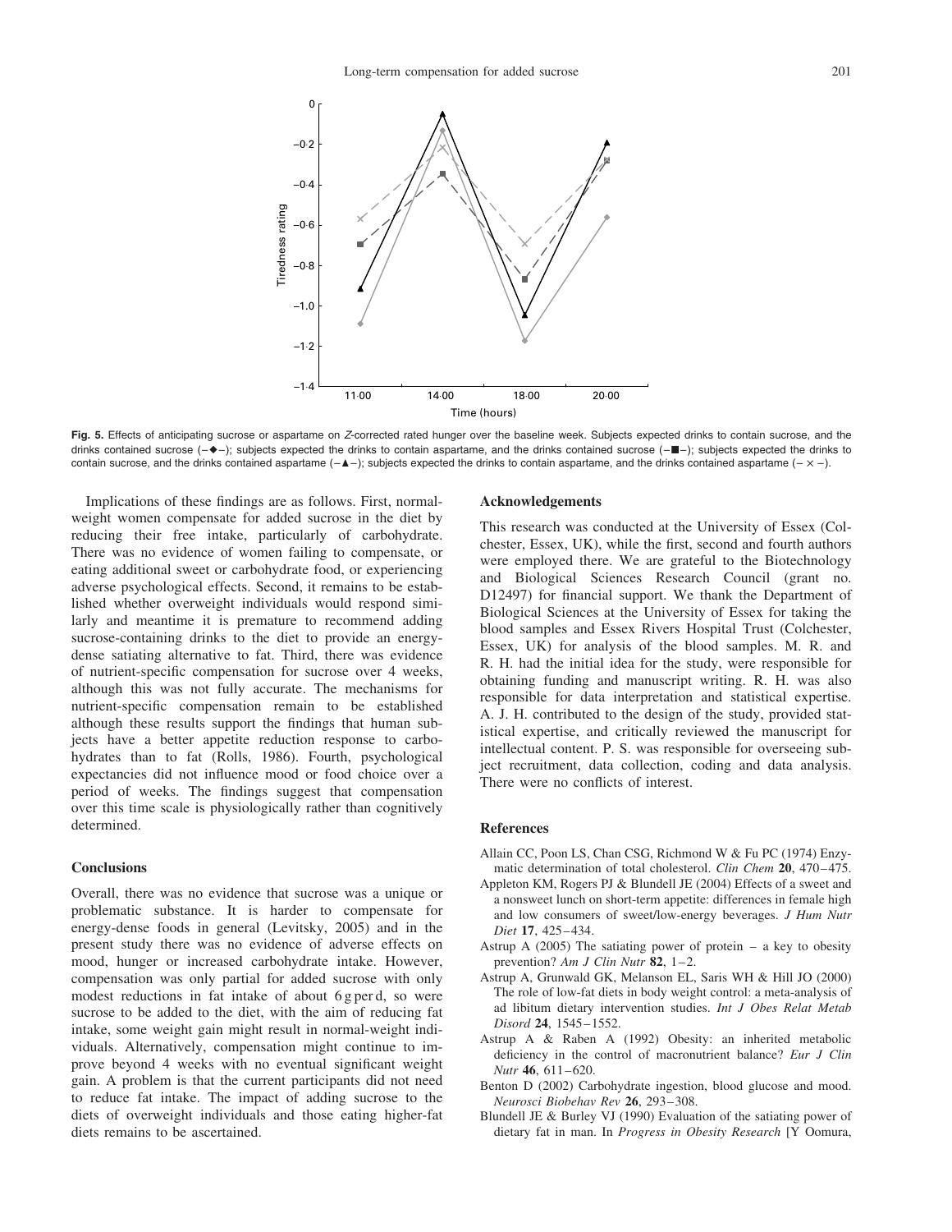Fig. 5. Effects of anticipating sucrose or aspartame on *Z*-corrected rated hunger over the baseline week. Subjects expected drinks to contain sucrose, and the drinks contained sucrose (–◆–); subjects expected the drinks to contain aspartame, and the drinks contained sucrose (–■–); subjects expected the drinks to contain sucrose, and the drinks contained aspartame (–▲–); subjects expected the drinks to contain aspartame, and the drinks contained aspartame (– × –).

Implications of these findings are as follows. First, normal-weight women compensate for added sucrose in the diet by reducing their free intake, particularly of carbohydrate. There was no evidence of women failing to compensate, or eating additional sweet or carbohydrate food, or experiencing adverse psychological effects. Second, it remains to be established whether overweight individuals would respond similarly and meantime it is premature to recommend adding sucrose-containing drinks to the diet to provide an energy-dense satiating alternative to fat. Third, there was evidence of nutrient-specific compensation for sucrose over 4 weeks, although this was not fully accurate. The mechanisms for nutrient-specific compensation remain to be established although these results support the findings that human subjects have a better appetite reduction response to carbohydrates than to fat (Rolls, 1986). Fourth, psychological expectancies did not influence mood or food choice over a period of weeks. The findings suggest that compensation over this time scale is physiologically rather than cognitively determined.

## Conclusions

Overall, there was no evidence that sucrose was a unique or problematic substance. It is harder to compensate for energy-dense foods in general (Levitsky, 2005) and in the present study there was no evidence of adverse effects on mood, hunger or increased carbohydrate intake. However, compensation was only partial for added sucrose with only modest reductions in fat intake of about 6 g per d, so were sucrose to be added to the diet, with the aim of reducing fat intake, some weight gain might result in normal-weight individuals. Alternatively, compensation might continue to improve beyond 4 weeks with no eventual significant weight gain. A problem is that the current participants did not need to reduce fat intake. The impact of adding sucrose to the diets of overweight individuals and those eating higher-fat diets remains to be ascertained.

## Acknowledgements

This research was conducted at the University of Essex (Colchester, Essex, UK), while the first, second and fourth authors were employed there. We are grateful to the Biotechnology and Biological Sciences Research Council (grant no. D12497) for financial support. We thank the Department of Biological Sciences at the University of Essex for taking the blood samples and Essex Rivers Hospital Trust (Colchester, Essex, UK) for analysis of the blood samples. M. R. and R. H. had the initial idea for the study, were responsible for obtaining funding and manuscript writing. R. H. was also responsible for data interpretation and statistical expertise. A. J. H. contributed to the design of the study, provided statistical expertise, and critically reviewed the manuscript for intellectual content. P. S. was responsible for overseeing subject recruitment, data collection, coding and data analysis. There were no conflicts of interest.

## References

Allain CC, Poon LS, Chan CSG, Richmond W & Fu PC (1974) Enzymatic determination of total cholesterol. *Clin Chem* **20**, 470–475.

Appleton KM, Rogers PJ & Blundell JE (2004) Effects of a sweet and a nonsweet lunch on short-term appetite: differences in female high and low consumers of sweet/low-energy beverages. *J Hum Nutr Diet* **17**, 425–434.

Astrup A (2005) The satiating power of protein – a key to obesity prevention? *Am J Clin Nutr* **82**, 1–2.

Astrup A, Grunwald GK, Melanson EL, Saris WH & Hill JO (2000) The role of low-fat diets in body weight control: a meta-analysis of ad libitum dietary intervention studies. *Int J Obes Relat Metab Disord* **24**, 1545–1552.

Astrup A & Raben A (1992) Obesity: an inherited metabolic deficiency in the control of macronutrient balance? *Eur J Clin Nutr* **46**, 611–620.

Benton D (2002) Carbohydrate ingestion, blood glucose and mood. *Neurosci Biobehav Rev* **26**, 293–308.

Blundell JE & Burley VJ (1990) Evaluation of the satiating power of dietary fat in man. In *Progress in Obesity Research* [Y Oomura,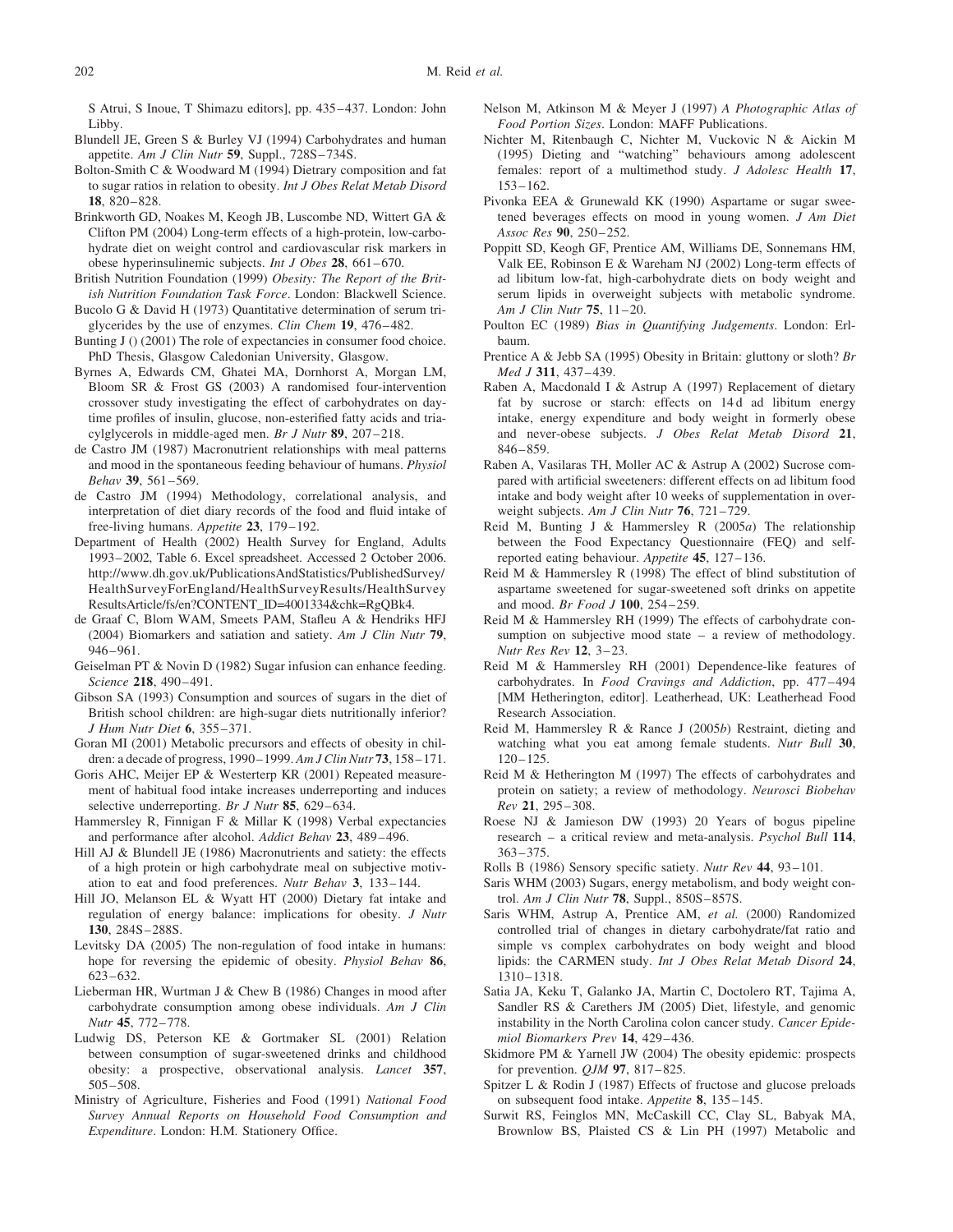S Atrui, S Inoue, T Shimazu editors], pp. 435–437. London: John Libby.

Blundell JE, Green S & Burley VJ (1994) Carbohydrates and human appetite. *Am J Clin Nutr* **59**, Suppl., 728S–734S.

Bolton-Smith C & Woodward M (1994) Dietary composition and fat to sugar ratios in relation to obesity. *Int J Obes Relat Metab Disord* **18**, 820–828.

Brinkworth GD, Noakes M, Keogh JB, Luscombe ND, Wittert GA & Clifton PM (2004) Long-term effects of a high-protein, low-carbohydrate diet on weight control and cardiovascular risk markers in obese hyperinsulinemic subjects. *Int J Obes* **28**, 661–670.

British Nutrition Foundation (1999) *Obesity: The Report of the British Nutrition Foundation Task Force*. London: Blackwell Science.

Bucolo G & David H (1973) Quantitative determination of serum triglycerides by the use of enzymes. *Clin Chem* **19**, 476–482.

Bunting J () (2001) The role of expectancies in consumer food choice. PhD Thesis, Glasgow Caledonian University, Glasgow.

Byrnes A, Edwards CM, Ghatei MA, Dornhorst A, Morgan LM, Bloom SR & Frost GS (2003) A randomised four-intervention crossover study investigating the effect of carbohydrates on daytime profiles of insulin, glucose, non-esterified fatty acids and triacylglycerols in middle-aged men. *Br J Nutr* **89**, 207–218.

de Castro JM (1987) Macronutrient relationships with meal patterns and mood in the spontaneous feeding behaviour of humans. *Physiol Behav* **39**, 561–569.

de Castro JM (1994) Methodology, correlational analysis, and interpretation of diet diary records of the food and fluid intake of free-living humans. *Appetite* **23**, 179–192.

Department of Health (2002) Health Survey for England, Adults 1993–2002, Table 6. Excel spreadsheet. Accessed 2 October 2006. http://www.dh.gov.uk/PublicationsAndStatistics/PublishedSurvey/HealthSurveyForEngland/HealthSurveyResults/HealthSurveyResultsArticle/fs/en?CONTENT_ID=4001334&chk=RgQBk4.

de Graaf C, Blom WAM, Smeets PAM, Stafleu A & Hendriks HFJ (2004) Biomarkers and satiation and satiety. *Am J Clin Nutr* **79**, 946–961.

Geiselman PT & Novin D (1982) Sugar infusion can enhance feeding. *Science* **218**, 490–491.

Gibson SA (1993) Consumption and sources of sugars in the diet of British school children: are high-sugar diets nutritionally inferior? *J Hum Nutr Diet* **6**, 355–371.

Goran MI (2001) Metabolic precursors and effects of obesity in children: a decade of progress, 1990–1999. *Am J Clin Nutr* **73**, 158–171.

Goris AHC, Meijer EP & Westerterp KR (2001) Repeated measurement of habitual food intake increases underreporting and induces selective underreporting. *Br J Nutr* **85**, 629–634.

Hammersley R, Finnigan F & Millar K (1998) Verbal expectancies and performance after alcohol. *Addict Behav* **23**, 489–496.

Hill AJ & Blundell JE (1986) Macronutrients and satiety: the effects of a high protein or high carbohydrate meal on subjective motivation to eat and food preferences. *Nutr Behav* **3**, 133–144.

Hill JO, Melanson EL & Wyatt HT (2000) Dietary fat intake and regulation of energy balance: implications for obesity. *J Nutr* **130**, 284S–288S.

Levitsky DA (2005) The non-regulation of food intake in humans: hope for reversing the epidemic of obesity. *Physiol Behav* **86**, 623–632.

Lieberman HR, Wurtman J & Chew B (1986) Changes in mood after carbohydrate consumption among obese individuals. *Am J Clin Nutr* **45**, 772–778.

Ludwig DS, Peterson KE & Gortmaker SL (2001) Relation between consumption of sugar-sweetened drinks and childhood obesity: a prospective, observational analysis. *Lancet* **357**, 505–508.

Ministry of Agriculture, Fisheries and Food (1991) *National Food Survey Annual Reports on Household Food Consumption and Expenditure*. London: H.M. Stationery Office.

Nelson M, Atkinson M & Meyer J (1997) *A Photographic Atlas of Food Portion Sizes*. London: MAFF Publications.

Nichter M, Ritenbaugh C, Nichter M, Vuckovic N & Aickin M (1995) Dieting and "watching" behaviours among adolescent females: report of a multimethod study. *J Adolesc Health* **17**, 153–162.

Pivonka EEA & Grunewald KK (1990) Aspartame or sugar sweetened beverages effects on mood in young women. *J Am Diet Assoc Res* **90**, 250–252.

Poppitt SD, Keogh GF, Prentice AM, Williams DE, Sonnemans HM, Valk EE, Robinson E & Wareham NJ (2002) Long-term effects of ad libitum low-fat, high-carbohydrate diets on body weight and serum lipids in overweight subjects with metabolic syndrome. *Am J Clin Nutr* **75**, 11–20.

Poulton EC (1989) *Bias in Quantifying Judgements*. London: Erlbaum.

Prentice A & Jebb SA (1995) Obesity in Britain: gluttony or sloth? *Br Med J* **311**, 437–439.

Raben A, Macdonald I & Astrup A (1997) Replacement of dietary fat by sucrose or starch: effects on 14 d ad libitum energy intake, energy expenditure and body weight in formerly obese and never-obese subjects. *J Obes Relat Metab Disord* **21**, 846–859.

Raben A, Vasilaras TH, Moller AC & Astrup A (2002) Sucrose compared with artificial sweeteners: different effects on ad libitum food intake and body weight after 10 weeks of supplementation in overweight subjects. *Am J Clin Nutr* **76**, 721–729.

Reid M, Bunting J & Hammersley R (2005*a*) The relationship between the Food Expectancy Questionnaire (FEQ) and self-reported eating behaviour. *Appetite* **45**, 127–136.

Reid M & Hammersley R (1998) The effect of blind substitution of aspartame sweetened for sugar-sweetened soft drinks on appetite and mood. *Br Food J* **100**, 254–259.

Reid M & Hammersley RH (1999) The effects of carbohydrate consumption on subjective mood state – a review of methodology. *Nutr Res Rev* **12**, 3–23.

Reid M & Hammersley RH (2001) Dependence-like features of carbohydrates. In *Food Cravings and Addiction*, pp. 477–494 [MM Hetherington, editor]. Leatherhead, UK: Leatherhead Food Research Association.

Reid M, Hammersley R & Rance J (2005*b*) Restraint, dieting and watching what you eat among female students. *Nutr Bull* **30**, 120–125.

Reid M & Hetherington M (1997) The effects of carbohydrates and protein on satiety; a review of methodology. *Neurosci Biobehav Rev* **21**, 295–308.

Roese NJ & Jamieson DW (1993) 20 Years of bogus pipeline research – a critical review and meta-analysis. *Psychol Bull* **114**, 363–375.

Rolls B (1986) Sensory specific satiety. *Nutr Rev* **44**, 93–101.

Saris WHM (2003) Sugars, energy metabolism, and body weight control. *Am J Clin Nutr* **78**, Suppl., 850S–857S.

Saris WHM, Astrup A, Prentice AM, *et al.* (2000) Randomized controlled trial of changes in dietary carbohydrate/fat ratio and simple vs complex carbohydrates on body weight and blood lipids: the CARMEN study. *Int J Obes Relat Metab Disord* **24**, 1310–1318.

Satia JA, Keku T, Galanko JA, Martin C, Doctolero RT, Tajima A, Sandler RS & Carethers JM (2005) Diet, lifestyle, and genomic instability in the North Carolina colon cancer study. *Cancer Epidemiol Biomarkers Prev* **14**, 429–436.

Skidmore PM & Yarnell JW (2004) The obesity epidemic: prospects for prevention. *QJM* **97**, 817–825.

Spitzer L & Rodin J (1987) Effects of fructose and glucose preloads on subsequent food intake. *Appetite* **8**, 135–145.

Surwit RS, Feinglos MN, McCaskill CC, Clay SL, Babyak MA, Brownlow BS, Plaisted CS & Lin PH (1997) Metabolic and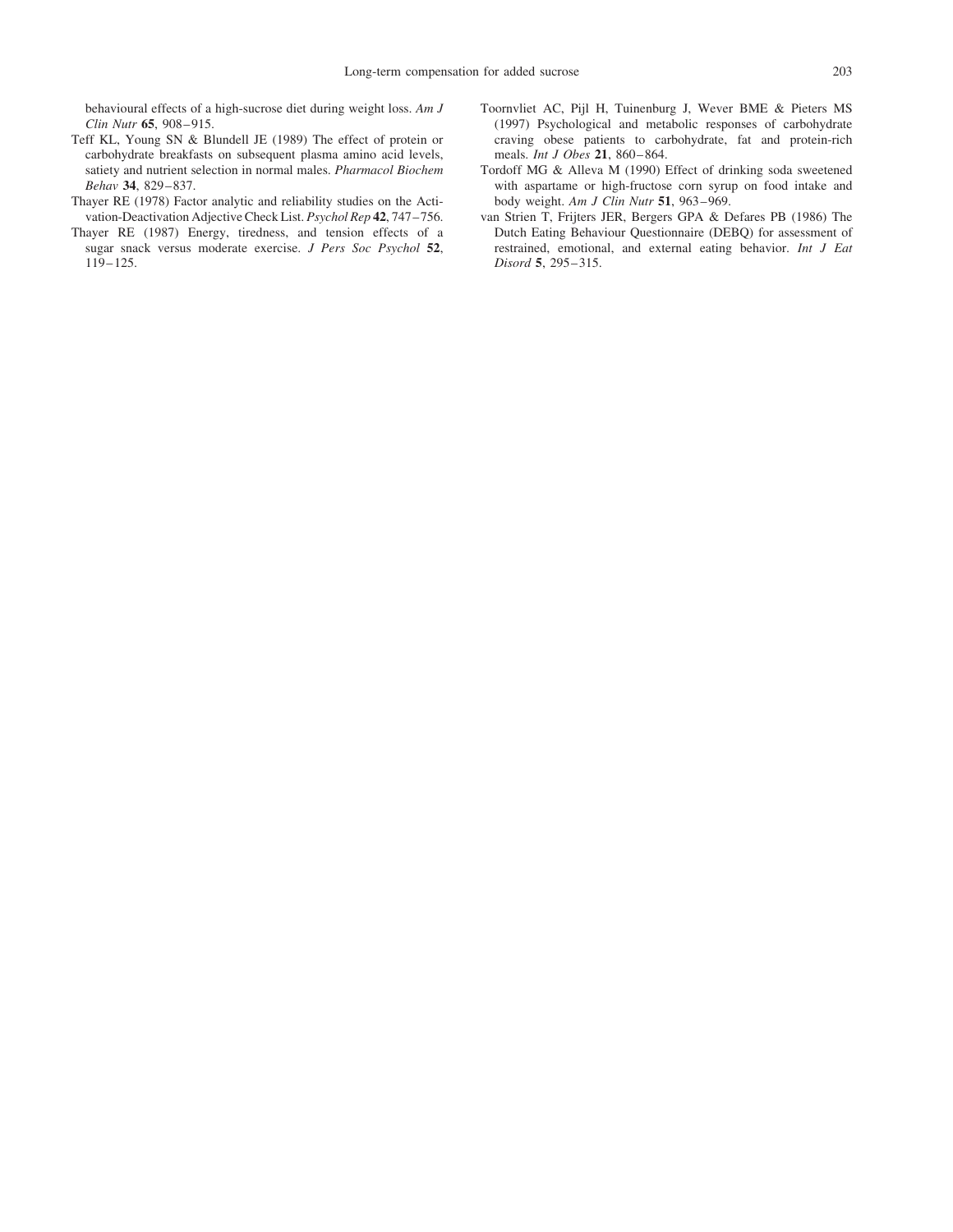behavioural effects of a high-sucrose diet during weight loss. *Am J Clin Nutr* **65**, 908–915.

Teff KL, Young SN & Blundell JE (1989) The effect of protein or carbohydrate breakfasts on subsequent plasma amino acid levels, satiety and nutrient selection in normal males. *Pharmacol Biochem Behav* **34**, 829–837.

Thayer RE (1978) Factor analytic and reliability studies on the Activation-Deactivation Adjective Check List. *Psychol Rep* **42**, 747–756.

Thayer RE (1987) Energy, tiredness, and tension effects of a sugar snack versus moderate exercise. *J Pers Soc Psychol* **52**, 119–125.

Toornvliet AC, Pijl H, Tuinenburg J, Wever BME & Pieters MS (1997) Psychological and metabolic responses of carbohydrate craving obese patients to carbohydrate, fat and protein-rich meals. *Int J Obes* **21**, 860–864.

Tordoff MG & Alleva M (1990) Effect of drinking soda sweetened with aspartame or high-fructose corn syrup on food intake and body weight. *Am J Clin Nutr* **51**, 963–969.

van Strien T, Frijters JER, Bergers GPA & Defares PB (1986) The Dutch Eating Behaviour Questionnaire (DEBQ) for assessment of restrained, emotional, and external eating behavior. *Int J Eat Disord* **5**, 295–315.